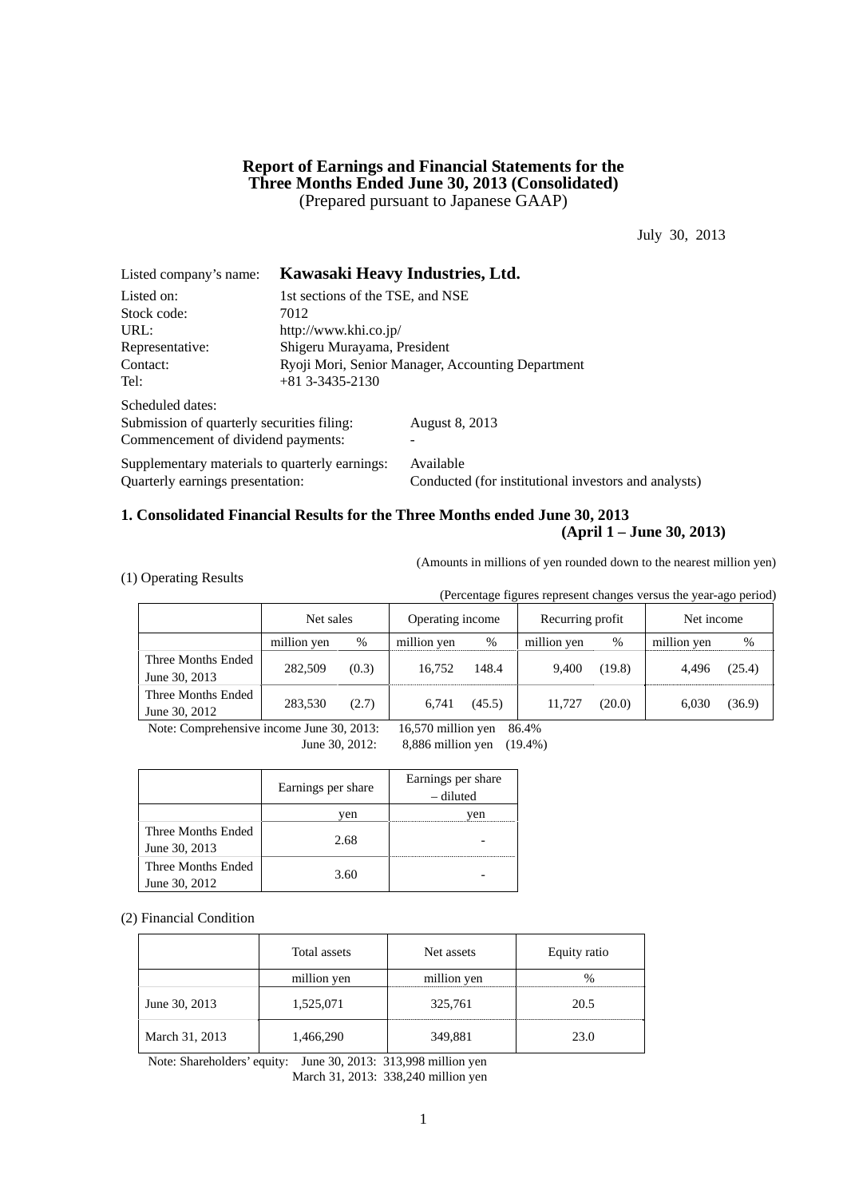# Report of Earnings and Financial Statements for the Three Months Ended June 30, 2013 (Consolidated)

(Prepared pursuant to Japanese GAAP)

July 30, 2013

Listed company's name: **Kawasaki Heavy Industries, Ltd.**

Listed on: 1st sections of the TSE, and NSE
Stock code: 7012
URL: http://www.khi.co.jp/
Representative: Shigeru Murayama, President
Contact: Ryoji Mori, Senior Manager, Accounting Department
Tel: +81 3-3435-2130

Scheduled dates:
Submission of quarterly securities filing: August 8, 2013
Commencement of dividend payments: -

Supplementary materials to quarterly earnings: Available
Quarterly earnings presentation: Conducted (for institutional investors and analysts)

## 1. Consolidated Financial Results for the Three Months ended June 30, 2013 (April 1 – June 30, 2013)

(Amounts in millions of yen rounded down to the nearest million yen)

(1) Operating Results

(Percentage figures represent changes versus the year-ago period)

| | Net sales | | Operating income | | Recurring profit | | Net income | |
|---|---|---|---|---|---|---|---|---|
| | million yen | % | million yen | % | million yen | % | million yen | % |
| Three Months Ended June 30, 2013 | 282,509 | (0.3) | 16,752 | 148.4 | 9,400 | (19.8) | 4,496 | (25.4) |
| Three Months Ended June 30, 2012 | 283,530 | (2.7) | 6,741 | (45.5) | 11,727 | (20.0) | 6,030 | (36.9) |

Note: Comprehensive income June 30, 2013: 16,570 million yen 86.4%
June 30, 2012: 8,886 million yen (19.4%)

| | Earnings per share | Earnings per share – diluted |
|---|---|---|
| | yen | yen |
| Three Months Ended June 30, 2013 | 2.68 | - |
| Three Months Ended June 30, 2012 | 3.60 | - |

(2) Financial Condition

| | Total assets | Net assets | Equity ratio |
|---|---|---|---|
| | million yen | million yen | % |
| June 30, 2013 | 1,525,071 | 325,761 | 20.5 |
| March 31, 2013 | 1,466,290 | 349,881 | 23.0 |

Note: Shareholders' equity: June 30, 2013: 313,998 million yen
March 31, 2013: 338,240 million yen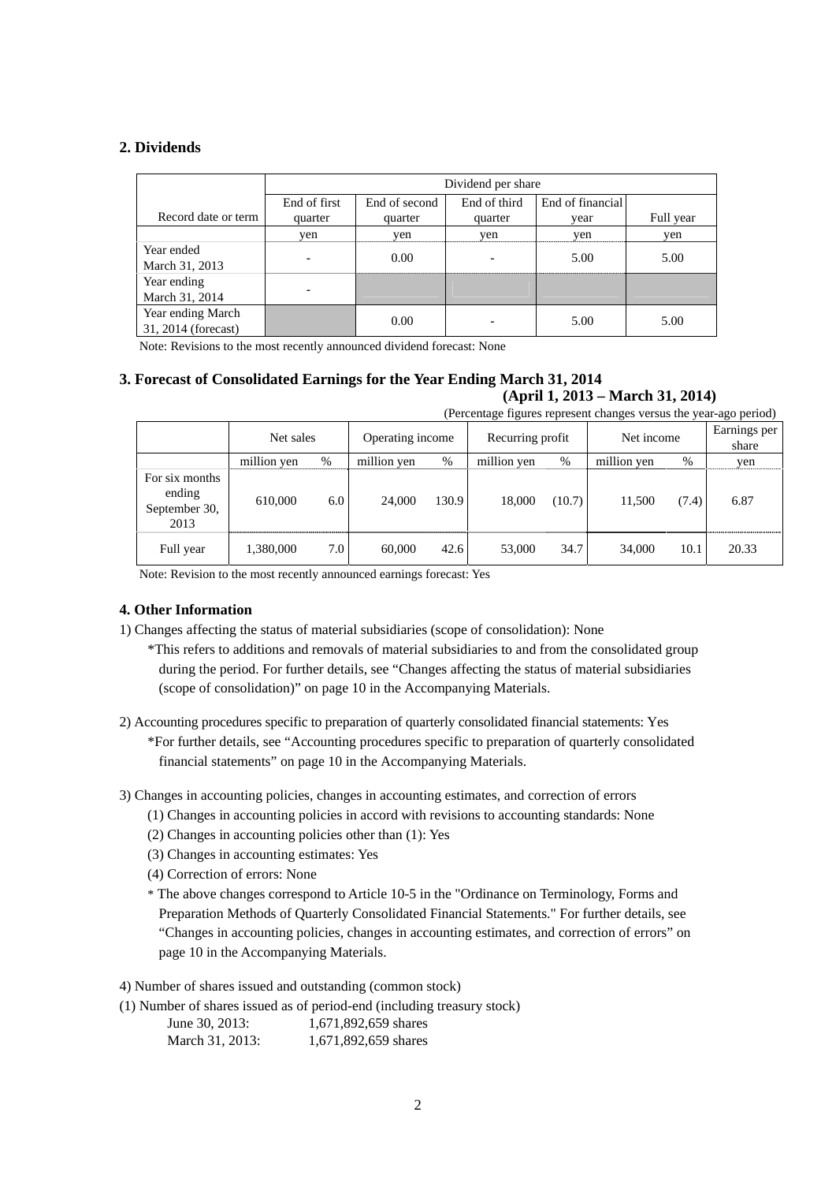## 2. Dividends

| Record date or term | Dividend per share | | | | |
|---|---|---|---|---|---|
| | End of first quarter | End of second quarter | End of third quarter | End of financial year | Full year |
| | yen | yen | yen | yen | yen |
| Year ended March 31, 2013 | - | 0.00 | - | 5.00 | 5.00 |
| Year ending March 31, 2014 | - | | | | |
| Year ending March 31, 2014 (forecast) | | 0.00 | - | 5.00 | 5.00 |

Note: Revisions to the most recently announced dividend forecast: None

## 3. Forecast of Consolidated Earnings for the Year Ending March 31, 2014

**(April 1, 2013 – March 31, 2014)**

(Percentage figures represent changes versus the year-ago period)

| | Net sales | | Operating income | | Recurring profit | | Net income | | Earnings per share |
|---|---|---|---|---|---|---|---|---|---|
| | million yen | % | million yen | % | million yen | % | million yen | % | yen |
| For six months ending September 30, 2013 | 610,000 | 6.0 | 24,000 | 130.9 | 18,000 | (10.7) | 11,500 | (7.4) | 6.87 |
| Full year | 1,380,000 | 7.0 | 60,000 | 42.6 | 53,000 | 34.7 | 34,000 | 10.1 | 20.33 |

Note: Revision to the most recently announced earnings forecast: Yes

### 4. Other Information

1) Changes affecting the status of material subsidiaries (scope of consolidation): None

*This refers to additions and removals of material subsidiaries to and from the consolidated group during the period. For further details, see "Changes affecting the status of material subsidiaries (scope of consolidation)" on page 10 in the Accompanying Materials.

2) Accounting procedures specific to preparation of quarterly consolidated financial statements: Yes

*For further details, see "Accounting procedures specific to preparation of quarterly consolidated financial statements" on page 10 in the Accompanying Materials.

3) Changes in accounting policies, changes in accounting estimates, and correction of errors

(1) Changes in accounting policies in accord with revisions to accounting standards: None

(2) Changes in accounting policies other than (1): Yes

(3) Changes in accounting estimates: Yes

(4) Correction of errors: None

* The above changes correspond to Article 10-5 in the "Ordinance on Terminology, Forms and Preparation Methods of Quarterly Consolidated Financial Statements." For further details, see "Changes in accounting policies, changes in accounting estimates, and correction of errors" on page 10 in the Accompanying Materials.

4) Number of shares issued and outstanding (common stock)

(1) Number of shares issued as of period-end (including treasury stock)

June 30, 2013: 1,671,892,659 shares

March 31, 2013: 1,671,892,659 shares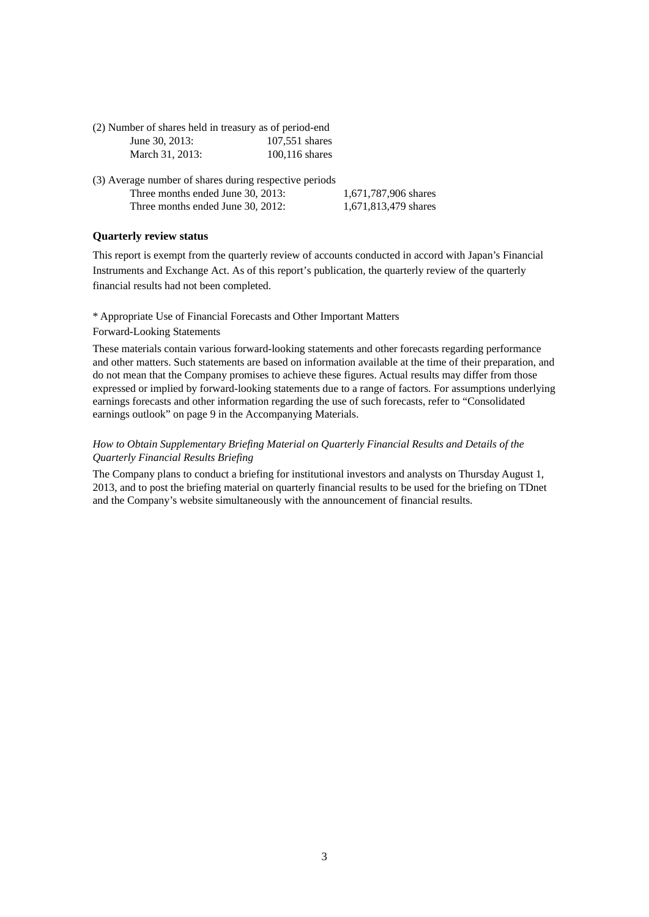(2) Number of shares held in treasury as of period-end

| | |
|---|---|
| June 30, 2013: | 107,551 shares |
| March 31, 2013: | 100,116 shares |

(3) Average number of shares during respective periods

| | |
|---|---|
| Three months ended June 30, 2013: | 1,671,787,906 shares |
| Three months ended June 30, 2012: | 1,671,813,479 shares |

**Quarterly review status**

This report is exempt from the quarterly review of accounts conducted in accord with Japan's Financial Instruments and Exchange Act. As of this report's publication, the quarterly review of the quarterly financial results had not been completed.

\* Appropriate Use of Financial Forecasts and Other Important Matters

Forward-Looking Statements

These materials contain various forward-looking statements and other forecasts regarding performance and other matters. Such statements are based on information available at the time of their preparation, and do not mean that the Company promises to achieve these figures. Actual results may differ from those expressed or implied by forward-looking statements due to a range of factors. For assumptions underlying earnings forecasts and other information regarding the use of such forecasts, refer to "Consolidated earnings outlook" on page 9 in the Accompanying Materials.

*How to Obtain Supplementary Briefing Material on Quarterly Financial Results and Details of the Quarterly Financial Results Briefing*

The Company plans to conduct a briefing for institutional investors and analysts on Thursday August 1, 2013, and to post the briefing material on quarterly financial results to be used for the briefing on TDnet and the Company's website simultaneously with the announcement of financial results.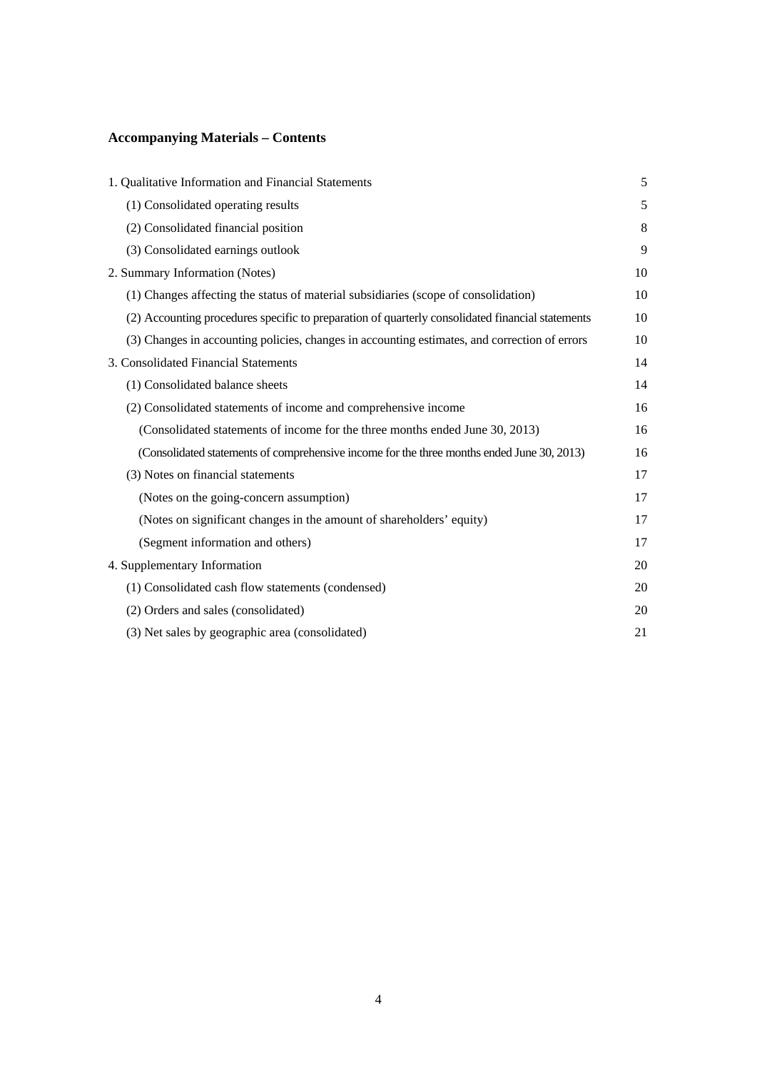## Accompanying Materials – Contents

| | |
|---|---|
| 1. Qualitative Information and Financial Statements | 5 |
| (1) Consolidated operating results | 5 |
| (2) Consolidated financial position | 8 |
| (3) Consolidated earnings outlook | 9 |
| 2. Summary Information (Notes) | 10 |
| (1) Changes affecting the status of material subsidiaries (scope of consolidation) | 10 |
| (2) Accounting procedures specific to preparation of quarterly consolidated financial statements | 10 |
| (3) Changes in accounting policies, changes in accounting estimates, and correction of errors | 10 |
| 3. Consolidated Financial Statements | 14 |
| (1) Consolidated balance sheets | 14 |
| (2) Consolidated statements of income and comprehensive income | 16 |
| (Consolidated statements of income for the three months ended June 30, 2013) | 16 |
| (Consolidated statements of comprehensive income for the three months ended June 30, 2013) | 16 |
| (3) Notes on financial statements | 17 |
| (Notes on the going-concern assumption) | 17 |
| (Notes on significant changes in the amount of shareholders' equity) | 17 |
| (Segment information and others) | 17 |
| 4. Supplementary Information | 20 |
| (1) Consolidated cash flow statements (condensed) | 20 |
| (2) Orders and sales (consolidated) | 20 |
| (3) Net sales by geographic area (consolidated) | 21 |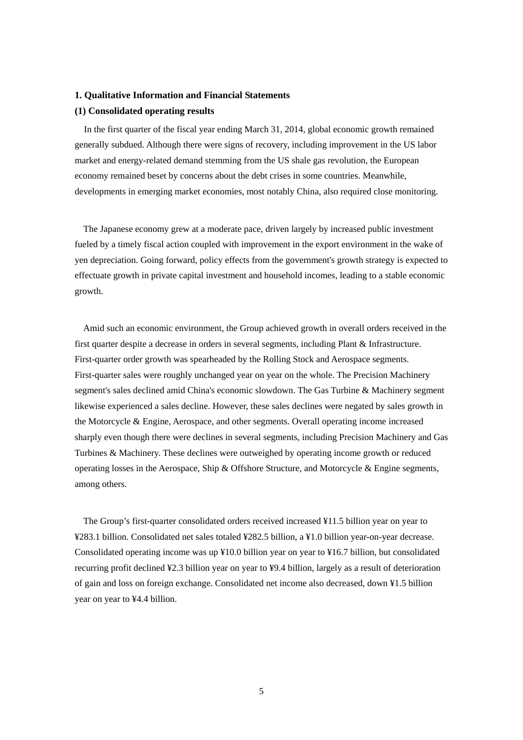## 1. Qualitative Information and Financial Statements

### (1) Consolidated operating results

In the first quarter of the fiscal year ending March 31, 2014, global economic growth remained generally subdued. Although there were signs of recovery, including improvement in the US labor market and energy-related demand stemming from the US shale gas revolution, the European economy remained beset by concerns about the debt crises in some countries. Meanwhile, developments in emerging market economies, most notably China, also required close monitoring.

The Japanese economy grew at a moderate pace, driven largely by increased public investment fueled by a timely fiscal action coupled with improvement in the export environment in the wake of yen depreciation. Going forward, policy effects from the government's growth strategy is expected to effectuate growth in private capital investment and household incomes, leading to a stable economic growth.

Amid such an economic environment, the Group achieved growth in overall orders received in the first quarter despite a decrease in orders in several segments, including Plant & Infrastructure. First-quarter order growth was spearheaded by the Rolling Stock and Aerospace segments. First-quarter sales were roughly unchanged year on year on the whole. The Precision Machinery segment's sales declined amid China's economic slowdown. The Gas Turbine & Machinery segment likewise experienced a sales decline. However, these sales declines were negated by sales growth in the Motorcycle & Engine, Aerospace, and other segments. Overall operating income increased sharply even though there were declines in several segments, including Precision Machinery and Gas Turbines & Machinery. These declines were outweighed by operating income growth or reduced operating losses in the Aerospace, Ship & Offshore Structure, and Motorcycle & Engine segments, among others.

The Group's first-quarter consolidated orders received increased ¥11.5 billion year on year to ¥283.1 billion. Consolidated net sales totaled ¥282.5 billion, a ¥1.0 billion year-on-year decrease. Consolidated operating income was up ¥10.0 billion year on year to ¥16.7 billion, but consolidated recurring profit declined ¥2.3 billion year on year to ¥9.4 billion, largely as a result of deterioration of gain and loss on foreign exchange. Consolidated net income also decreased, down ¥1.5 billion year on year to ¥4.4 billion.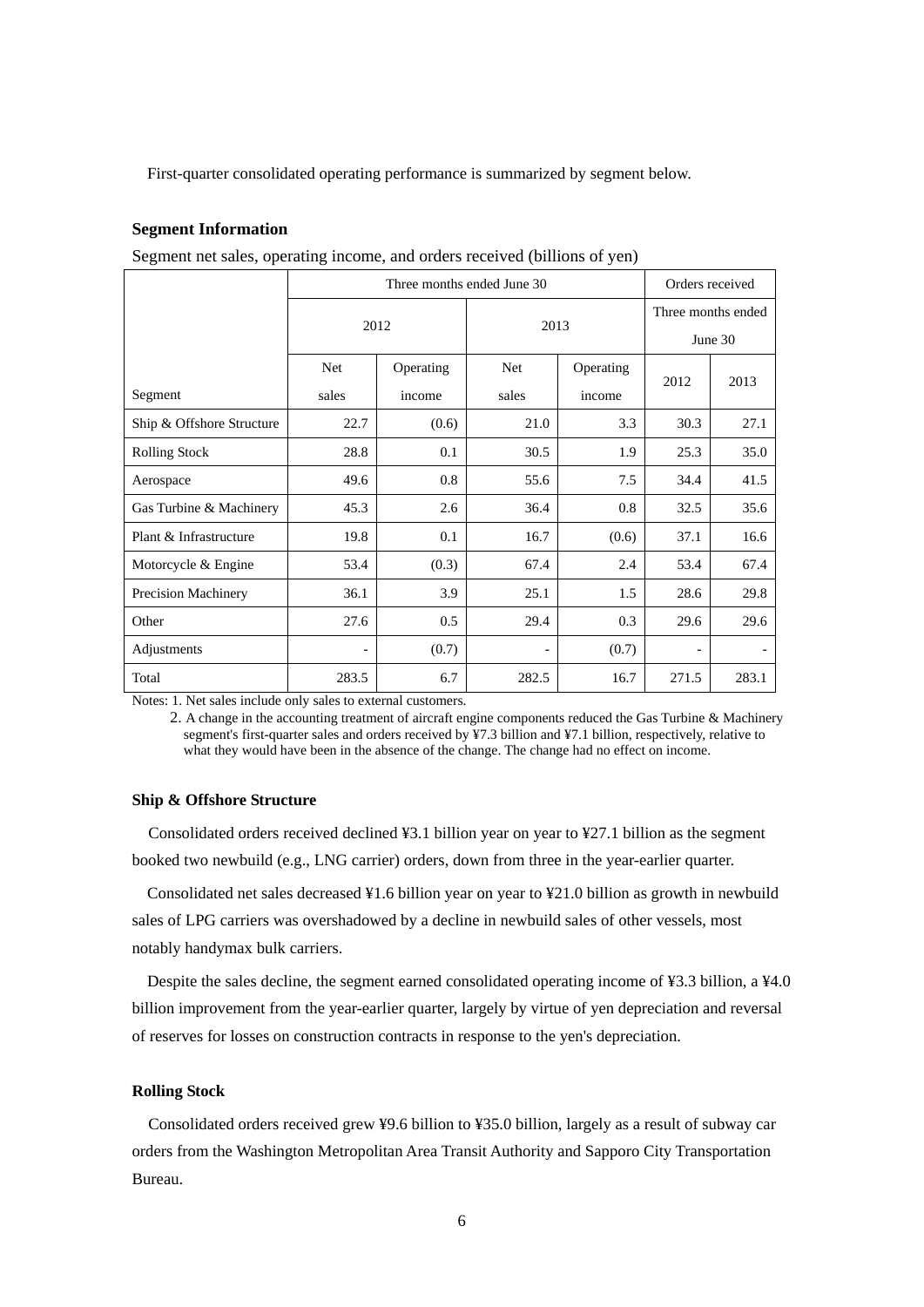First-quarter consolidated operating performance is summarized by segment below.

**Segment Information**

Segment net sales, operating income, and orders received (billions of yen)

| | Three months ended June 30 | | | | Orders received | |
|---|---|---|---|---|---|---|
| | 2012 | | 2013 | | Three months ended June 30 | |
| Segment | Net sales | Operating income | Net sales | Operating income | 2012 | 2013 |
| Ship & Offshore Structure | 22.7 | (0.6) | 21.0 | 3.3 | 30.3 | 27.1 |
| Rolling Stock | 28.8 | 0.1 | 30.5 | 1.9 | 25.3 | 35.0 |
| Aerospace | 49.6 | 0.8 | 55.6 | 7.5 | 34.4 | 41.5 |
| Gas Turbine & Machinery | 45.3 | 2.6 | 36.4 | 0.8 | 32.5 | 35.6 |
| Plant & Infrastructure | 19.8 | 0.1 | 16.7 | (0.6) | 37.1 | 16.6 |
| Motorcycle & Engine | 53.4 | (0.3) | 67.4 | 2.4 | 53.4 | 67.4 |
| Precision Machinery | 36.1 | 3.9 | 25.1 | 1.5 | 28.6 | 29.8 |
| Other | 27.6 | 0.5 | 29.4 | 0.3 | 29.6 | 29.6 |
| Adjustments | - | (0.7) | - | (0.7) | - | - |
| Total | 283.5 | 6.7 | 282.5 | 16.7 | 271.5 | 283.1 |

Notes: 1. Net sales include only sales to external customers.

2. A change in the accounting treatment of aircraft engine components reduced the Gas Turbine & Machinery segment's first-quarter sales and orders received by ¥7.3 billion and ¥7.1 billion, respectively, relative to what they would have been in the absence of the change. The change had no effect on income.

**Ship & Offshore Structure**

Consolidated orders received declined ¥3.1 billion year on year to ¥27.1 billion as the segment booked two newbuild (e.g., LNG carrier) orders, down from three in the year-earlier quarter.

Consolidated net sales decreased ¥1.6 billion year on year to ¥21.0 billion as growth in newbuild sales of LPG carriers was overshadowed by a decline in newbuild sales of other vessels, most notably handymax bulk carriers.

Despite the sales decline, the segment earned consolidated operating income of ¥3.3 billion, a ¥4.0 billion improvement from the year-earlier quarter, largely by virtue of yen depreciation and reversal of reserves for losses on construction contracts in response to the yen's depreciation.

**Rolling Stock**

Consolidated orders received grew ¥9.6 billion to ¥35.0 billion, largely as a result of subway car orders from the Washington Metropolitan Area Transit Authority and Sapporo City Transportation Bureau.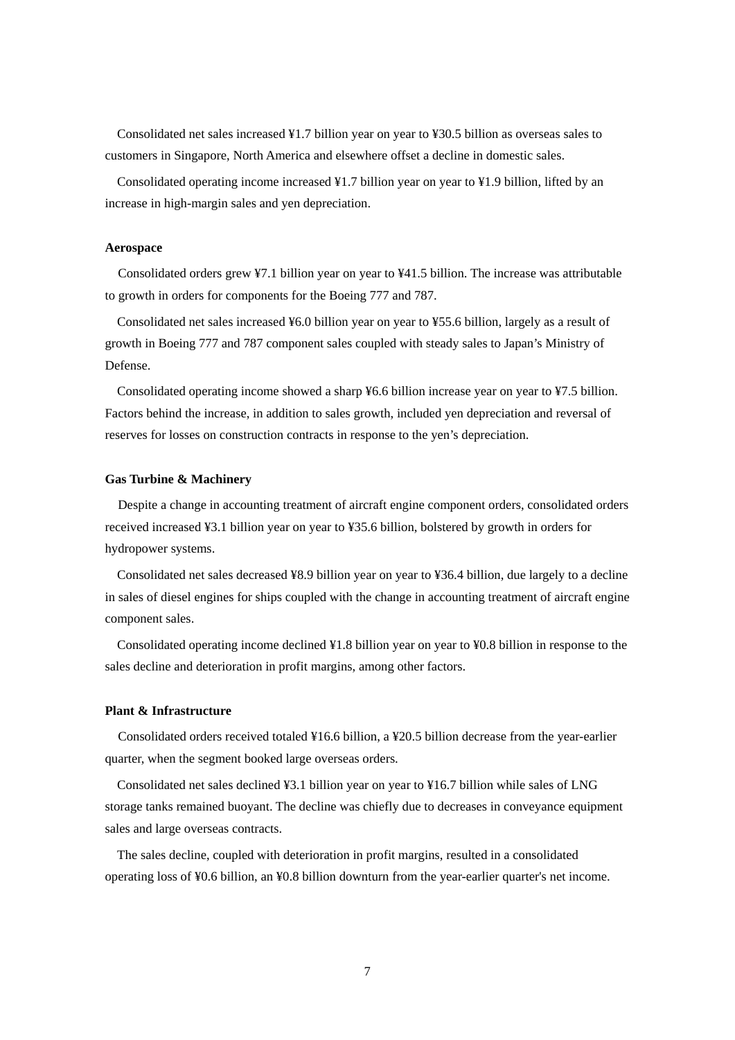Consolidated net sales increased ¥1.7 billion year on year to ¥30.5 billion as overseas sales to customers in Singapore, North America and elsewhere offset a decline in domestic sales.

Consolidated operating income increased ¥1.7 billion year on year to ¥1.9 billion, lifted by an increase in high-margin sales and yen depreciation.

**Aerospace**

Consolidated orders grew ¥7.1 billion year on year to ¥41.5 billion. The increase was attributable to growth in orders for components for the Boeing 777 and 787.

Consolidated net sales increased ¥6.0 billion year on year to ¥55.6 billion, largely as a result of growth in Boeing 777 and 787 component sales coupled with steady sales to Japan's Ministry of Defense.

Consolidated operating income showed a sharp ¥6.6 billion increase year on year to ¥7.5 billion. Factors behind the increase, in addition to sales growth, included yen depreciation and reversal of reserves for losses on construction contracts in response to the yen's depreciation.

**Gas Turbine & Machinery**

Despite a change in accounting treatment of aircraft engine component orders, consolidated orders received increased ¥3.1 billion year on year to ¥35.6 billion, bolstered by growth in orders for hydropower systems.

Consolidated net sales decreased ¥8.9 billion year on year to ¥36.4 billion, due largely to a decline in sales of diesel engines for ships coupled with the change in accounting treatment of aircraft engine component sales.

Consolidated operating income declined ¥1.8 billion year on year to ¥0.8 billion in response to the sales decline and deterioration in profit margins, among other factors.

**Plant & Infrastructure**

Consolidated orders received totaled ¥16.6 billion, a ¥20.5 billion decrease from the year-earlier quarter, when the segment booked large overseas orders.

Consolidated net sales declined ¥3.1 billion year on year to ¥16.7 billion while sales of LNG storage tanks remained buoyant. The decline was chiefly due to decreases in conveyance equipment sales and large overseas contracts.

The sales decline, coupled with deterioration in profit margins, resulted in a consolidated operating loss of ¥0.6 billion, an ¥0.8 billion downturn from the year-earlier quarter's net income.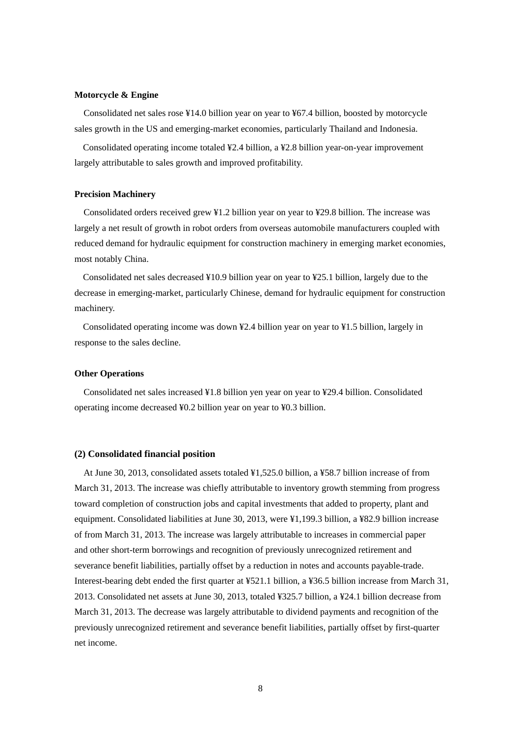**Motorcycle & Engine**

Consolidated net sales rose ¥14.0 billion year on year to ¥67.4 billion, boosted by motorcycle sales growth in the US and emerging-market economies, particularly Thailand and Indonesia.

Consolidated operating income totaled ¥2.4 billion, a ¥2.8 billion year-on-year improvement largely attributable to sales growth and improved profitability.

**Precision Machinery**

Consolidated orders received grew ¥1.2 billion year on year to ¥29.8 billion. The increase was largely a net result of growth in robot orders from overseas automobile manufacturers coupled with reduced demand for hydraulic equipment for construction machinery in emerging market economies, most notably China.

Consolidated net sales decreased ¥10.9 billion year on year to ¥25.1 billion, largely due to the decrease in emerging-market, particularly Chinese, demand for hydraulic equipment for construction machinery.

Consolidated operating income was down ¥2.4 billion year on year to ¥1.5 billion, largely in response to the sales decline.

**Other Operations**

Consolidated net sales increased ¥1.8 billion yen year on year to ¥29.4 billion. Consolidated operating income decreased ¥0.2 billion year on year to ¥0.3 billion.

**(2) Consolidated financial position**

At June 30, 2013, consolidated assets totaled ¥1,525.0 billion, a ¥58.7 billion increase of from March 31, 2013. The increase was chiefly attributable to inventory growth stemming from progress toward completion of construction jobs and capital investments that added to property, plant and equipment. Consolidated liabilities at June 30, 2013, were ¥1,199.3 billion, a ¥82.9 billion increase of from March 31, 2013. The increase was largely attributable to increases in commercial paper and other short-term borrowings and recognition of previously unrecognized retirement and severance benefit liabilities, partially offset by a reduction in notes and accounts payable-trade. Interest-bearing debt ended the first quarter at ¥521.1 billion, a ¥36.5 billion increase from March 31, 2013. Consolidated net assets at June 30, 2013, totaled ¥325.7 billion, a ¥24.1 billion decrease from March 31, 2013. The decrease was largely attributable to dividend payments and recognition of the previously unrecognized retirement and severance benefit liabilities, partially offset by first-quarter net income.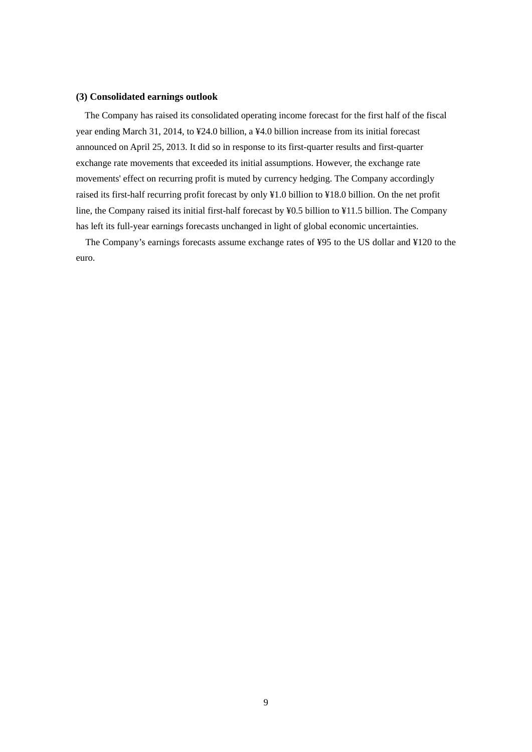### (3) Consolidated earnings outlook

The Company has raised its consolidated operating income forecast for the first half of the fiscal year ending March 31, 2014, to ¥24.0 billion, a ¥4.0 billion increase from its initial forecast announced on April 25, 2013. It did so in response to its first-quarter results and first-quarter exchange rate movements that exceeded its initial assumptions. However, the exchange rate movements' effect on recurring profit is muted by currency hedging. The Company accordingly raised its first-half recurring profit forecast by only ¥1.0 billion to ¥18.0 billion. On the net profit line, the Company raised its initial first-half forecast by ¥0.5 billion to ¥11.5 billion. The Company has left its full-year earnings forecasts unchanged in light of global economic uncertainties.

The Company's earnings forecasts assume exchange rates of ¥95 to the US dollar and ¥120 to the euro.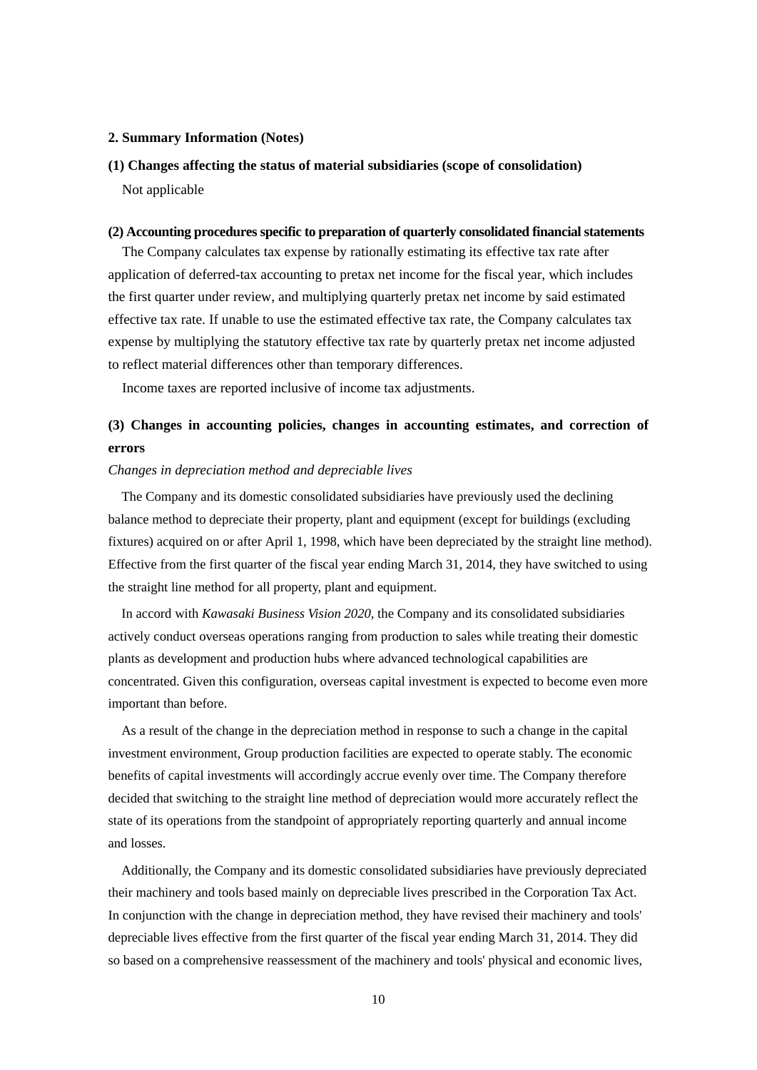## 2. Summary Information (Notes)

### (1) Changes affecting the status of material subsidiaries (scope of consolidation)

Not applicable

### (2) Accounting procedures specific to preparation of quarterly consolidated financial statements

The Company calculates tax expense by rationally estimating its effective tax rate after application of deferred-tax accounting to pretax net income for the fiscal year, which includes the first quarter under review, and multiplying quarterly pretax net income by said estimated effective tax rate. If unable to use the estimated effective tax rate, the Company calculates tax expense by multiplying the statutory effective tax rate by quarterly pretax net income adjusted to reflect material differences other than temporary differences.

Income taxes are reported inclusive of income tax adjustments.

### (3) Changes in accounting policies, changes in accounting estimates, and correction of errors

*Changes in depreciation method and depreciable lives*

The Company and its domestic consolidated subsidiaries have previously used the declining balance method to depreciate their property, plant and equipment (except for buildings (excluding fixtures) acquired on or after April 1, 1998, which have been depreciated by the straight line method). Effective from the first quarter of the fiscal year ending March 31, 2014, they have switched to using the straight line method for all property, plant and equipment.

In accord with *Kawasaki Business Vision 2020*, the Company and its consolidated subsidiaries actively conduct overseas operations ranging from production to sales while treating their domestic plants as development and production hubs where advanced technological capabilities are concentrated. Given this configuration, overseas capital investment is expected to become even more important than before.

As a result of the change in the depreciation method in response to such a change in the capital investment environment, Group production facilities are expected to operate stably. The economic benefits of capital investments will accordingly accrue evenly over time. The Company therefore decided that switching to the straight line method of depreciation would more accurately reflect the state of its operations from the standpoint of appropriately reporting quarterly and annual income and losses.

Additionally, the Company and its domestic consolidated subsidiaries have previously depreciated their machinery and tools based mainly on depreciable lives prescribed in the Corporation Tax Act. In conjunction with the change in depreciation method, they have revised their machinery and tools' depreciable lives effective from the first quarter of the fiscal year ending March 31, 2014. They did so based on a comprehensive reassessment of the machinery and tools' physical and economic lives,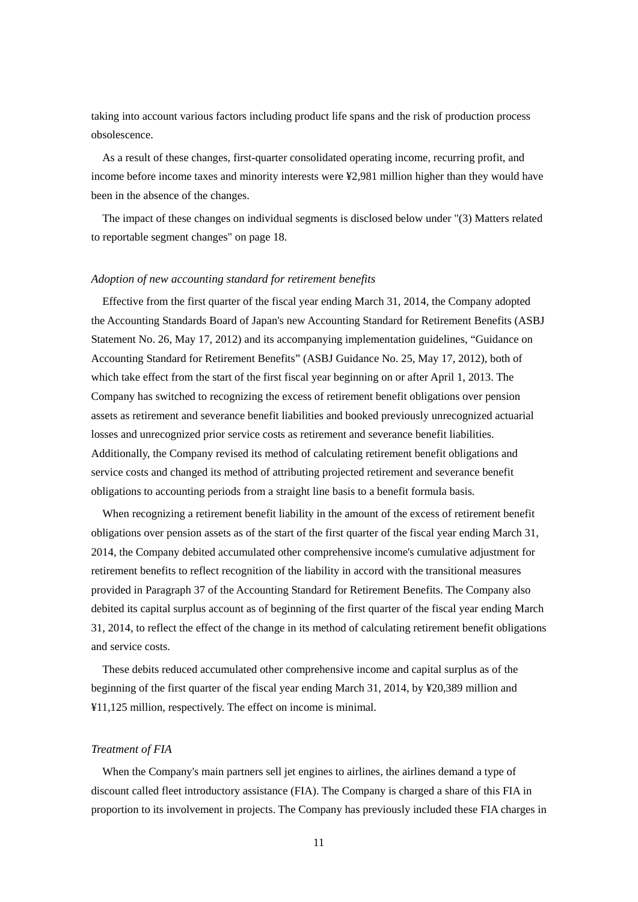taking into account various factors including product life spans and the risk of production process obsolescence.

As a result of these changes, first-quarter consolidated operating income, recurring profit, and income before income taxes and minority interests were ¥2,981 million higher than they would have been in the absence of the changes.

The impact of these changes on individual segments is disclosed below under "(3) Matters related to reportable segment changes" on page 18.

*Adoption of new accounting standard for retirement benefits*

Effective from the first quarter of the fiscal year ending March 31, 2014, the Company adopted the Accounting Standards Board of Japan's new Accounting Standard for Retirement Benefits (ASBJ Statement No. 26, May 17, 2012) and its accompanying implementation guidelines, “Guidance on Accounting Standard for Retirement Benefits” (ASBJ Guidance No. 25, May 17, 2012), both of which take effect from the start of the first fiscal year beginning on or after April 1, 2013. The Company has switched to recognizing the excess of retirement benefit obligations over pension assets as retirement and severance benefit liabilities and booked previously unrecognized actuarial losses and unrecognized prior service costs as retirement and severance benefit liabilities. Additionally, the Company revised its method of calculating retirement benefit obligations and service costs and changed its method of attributing projected retirement and severance benefit obligations to accounting periods from a straight line basis to a benefit formula basis.

When recognizing a retirement benefit liability in the amount of the excess of retirement benefit obligations over pension assets as of the start of the first quarter of the fiscal year ending March 31, 2014, the Company debited accumulated other comprehensive income's cumulative adjustment for retirement benefits to reflect recognition of the liability in accord with the transitional measures provided in Paragraph 37 of the Accounting Standard for Retirement Benefits. The Company also debited its capital surplus account as of beginning of the first quarter of the fiscal year ending March 31, 2014, to reflect the effect of the change in its method of calculating retirement benefit obligations and service costs.

These debits reduced accumulated other comprehensive income and capital surplus as of the beginning of the first quarter of the fiscal year ending March 31, 2014, by ¥20,389 million and ¥11,125 million, respectively. The effect on income is minimal.

*Treatment of FIA*

When the Company's main partners sell jet engines to airlines, the airlines demand a type of discount called fleet introductory assistance (FIA). The Company is charged a share of this FIA in proportion to its involvement in projects. The Company has previously included these FIA charges in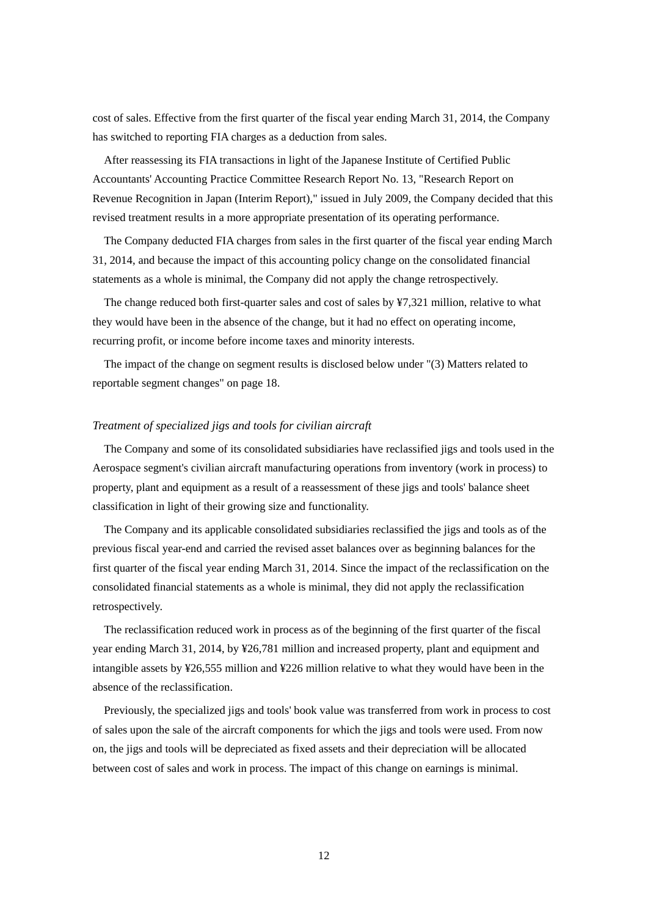cost of sales. Effective from the first quarter of the fiscal year ending March 31, 2014, the Company has switched to reporting FIA charges as a deduction from sales.

After reassessing its FIA transactions in light of the Japanese Institute of Certified Public Accountants' Accounting Practice Committee Research Report No. 13, "Research Report on Revenue Recognition in Japan (Interim Report)," issued in July 2009, the Company decided that this revised treatment results in a more appropriate presentation of its operating performance.

The Company deducted FIA charges from sales in the first quarter of the fiscal year ending March 31, 2014, and because the impact of this accounting policy change on the consolidated financial statements as a whole is minimal, the Company did not apply the change retrospectively.

The change reduced both first-quarter sales and cost of sales by ¥7,321 million, relative to what they would have been in the absence of the change, but it had no effect on operating income, recurring profit, or income before income taxes and minority interests.

The impact of the change on segment results is disclosed below under "(3) Matters related to reportable segment changes" on page 18.

*Treatment of specialized jigs and tools for civilian aircraft*

The Company and some of its consolidated subsidiaries have reclassified jigs and tools used in the Aerospace segment's civilian aircraft manufacturing operations from inventory (work in process) to property, plant and equipment as a result of a reassessment of these jigs and tools' balance sheet classification in light of their growing size and functionality.

The Company and its applicable consolidated subsidiaries reclassified the jigs and tools as of the previous fiscal year-end and carried the revised asset balances over as beginning balances for the first quarter of the fiscal year ending March 31, 2014. Since the impact of the reclassification on the consolidated financial statements as a whole is minimal, they did not apply the reclassification retrospectively.

The reclassification reduced work in process as of the beginning of the first quarter of the fiscal year ending March 31, 2014, by ¥26,781 million and increased property, plant and equipment and intangible assets by ¥26,555 million and ¥226 million relative to what they would have been in the absence of the reclassification.

Previously, the specialized jigs and tools' book value was transferred from work in process to cost of sales upon the sale of the aircraft components for which the jigs and tools were used. From now on, the jigs and tools will be depreciated as fixed assets and their depreciation will be allocated between cost of sales and work in process. The impact of this change on earnings is minimal.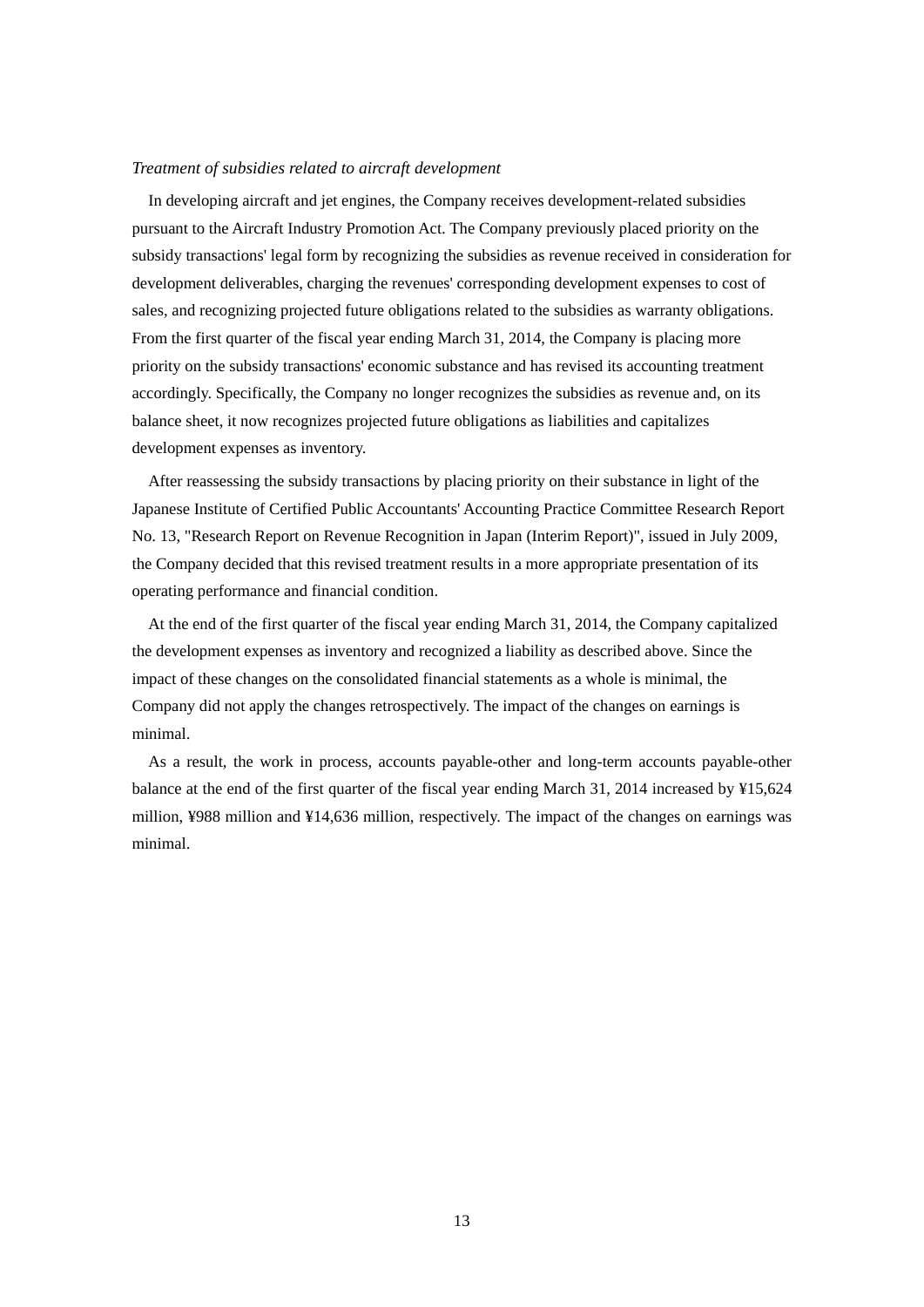*Treatment of subsidies related to aircraft development*

In developing aircraft and jet engines, the Company receives development-related subsidies pursuant to the Aircraft Industry Promotion Act. The Company previously placed priority on the subsidy transactions' legal form by recognizing the subsidies as revenue received in consideration for development deliverables, charging the revenues' corresponding development expenses to cost of sales, and recognizing projected future obligations related to the subsidies as warranty obligations. From the first quarter of the fiscal year ending March 31, 2014, the Company is placing more priority on the subsidy transactions' economic substance and has revised its accounting treatment accordingly. Specifically, the Company no longer recognizes the subsidies as revenue and, on its balance sheet, it now recognizes projected future obligations as liabilities and capitalizes development expenses as inventory.

After reassessing the subsidy transactions by placing priority on their substance in light of the Japanese Institute of Certified Public Accountants' Accounting Practice Committee Research Report No. 13, "Research Report on Revenue Recognition in Japan (Interim Report)", issued in July 2009, the Company decided that this revised treatment results in a more appropriate presentation of its operating performance and financial condition.

At the end of the first quarter of the fiscal year ending March 31, 2014, the Company capitalized the development expenses as inventory and recognized a liability as described above. Since the impact of these changes on the consolidated financial statements as a whole is minimal, the Company did not apply the changes retrospectively. The impact of the changes on earnings is minimal.

As a result, the work in process, accounts payable-other and long-term accounts payable-other balance at the end of the first quarter of the fiscal year ending March 31, 2014 increased by ¥15,624 million, ¥988 million and ¥14,636 million, respectively. The impact of the changes on earnings was minimal.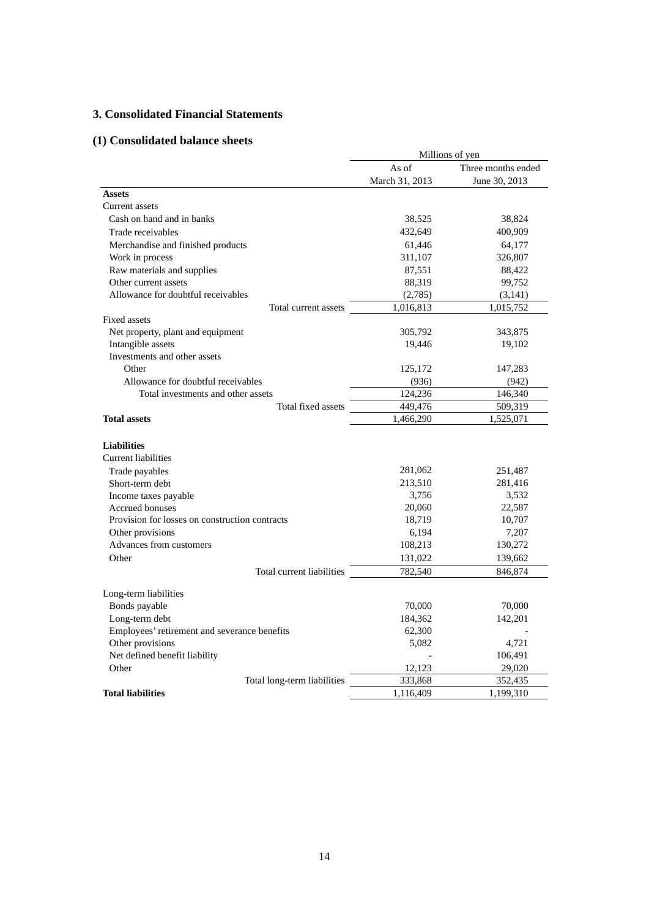## 3. Consolidated Financial Statements

### (1) Consolidated balance sheets

| | Millions of yen | |
|---|---|---|
| | As of March 31, 2013 | Three months ended June 30, 2013 |
| **Assets** | | |
| Current assets | | |
| Cash on hand and in banks | 38,525 | 38,824 |
| Trade receivables | 432,649 | 400,909 |
| Merchandise and finished products | 61,446 | 64,177 |
| Work in process | 311,107 | 326,807 |
| Raw materials and supplies | 87,551 | 88,422 |
| Other current assets | 88,319 | 99,752 |
| Allowance for doubtful receivables | (2,785) | (3,141) |
| Total current assets | 1,016,813 | 1,015,752 |
| Fixed assets | | |
| Net property, plant and equipment | 305,792 | 343,875 |
| Intangible assets | 19,446 | 19,102 |
| Investments and other assets | | |
| Other | 125,172 | 147,283 |
| Allowance for doubtful receivables | (936) | (942) |
| Total investments and other assets | 124,236 | 146,340 |
| Total fixed assets | 449,476 | 509,319 |
| **Total assets** | 1,466,290 | 1,525,071 |
| | | |
| **Liabilities** | | |
| Current liabilities | | |
| Trade payables | 281,062 | 251,487 |
| Short-term debt | 213,510 | 281,416 |
| Income taxes payable | 3,756 | 3,532 |
| Accrued bonuses | 20,060 | 22,587 |
| Provision for losses on construction contracts | 18,719 | 10,707 |
| Other provisions | 6,194 | 7,207 |
| Advances from customers | 108,213 | 130,272 |
| Other | 131,022 | 139,662 |
| Total current liabilities | 782,540 | 846,874 |
| | | |
| Long-term liabilities | | |
| Bonds payable | 70,000 | 70,000 |
| Long-term debt | 184,362 | 142,201 |
| Employees' retirement and severance benefits | 62,300 | - |
| Other provisions | 5,082 | 4,721 |
| Net defined benefit liability | - | 106,491 |
| Other | 12,123 | 29,020 |
| Total long-term liabilities | 333,868 | 352,435 |
| **Total liabilities** | 1,116,409 | 1,199,310 |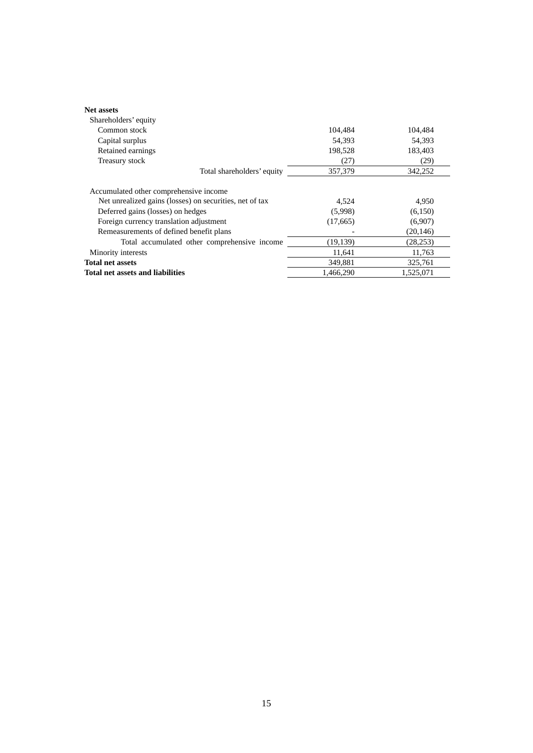| | | |
|---|---|---|
| **Net assets** | | |
| Shareholders' equity | | |
| Common stock | 104,484 | 104,484 |
| Capital surplus | 54,393 | 54,393 |
| Retained earnings | 198,528 | 183,403 |
| Treasury stock | (27) | (29) |
| Total shareholders' equity | 357,379 | 342,252 |
| Accumulated other comprehensive income | | |
| Net unrealized gains (losses) on securities, net of tax | 4,524 | 4,950 |
| Deferred gains (losses) on hedges | (5,998) | (6,150) |
| Foreign currency translation adjustment | (17,665) | (6,907) |
| Remeasurements of defined benefit plans | - | (20,146) |
| Total accumulated other comprehensive income | (19,139) | (28,253) |
| Minority interests | 11,641 | 11,763 |
| **Total net assets** | 349,881 | 325,761 |
| **Total net assets and liabilities** | 1,466,290 | 1,525,071 |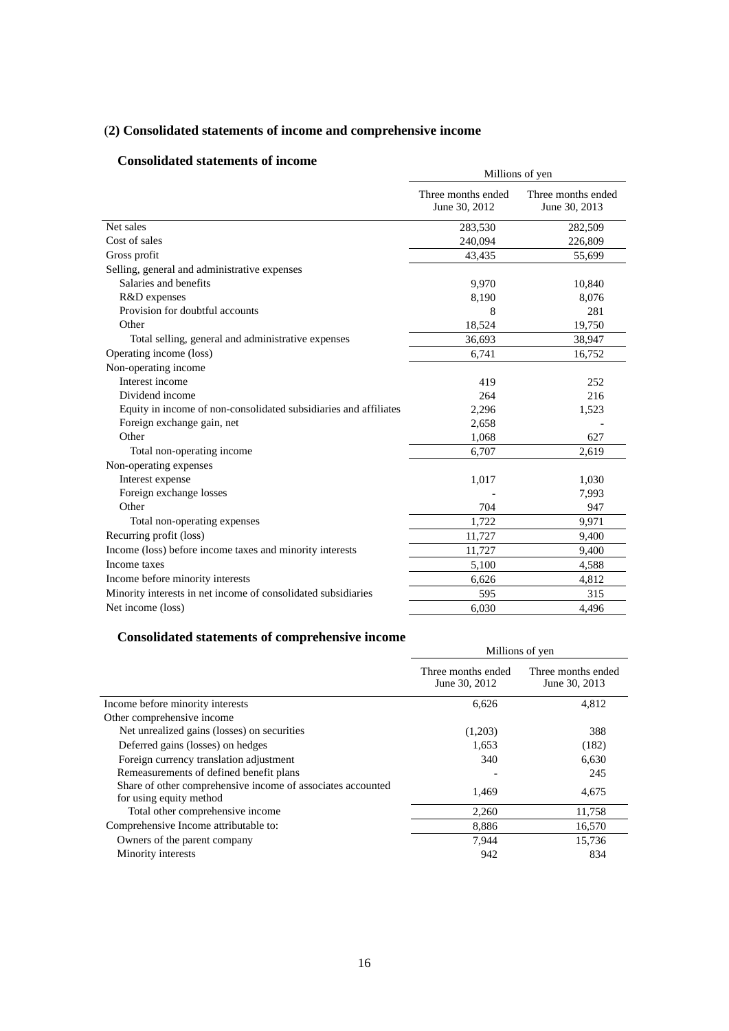## (2) Consolidated statements of income and comprehensive income

### Consolidated statements of income

| | Millions of yen | |
|---|---|---|
| | Three months ended June 30, 2012 | Three months ended June 30, 2013 |
| Net sales | 283,530 | 282,509 |
| Cost of sales | 240,094 | 226,809 |
| Gross profit | 43,435 | 55,699 |
| Selling, general and administrative expenses | | |
| Salaries and benefits | 9,970 | 10,840 |
| R&D expenses | 8,190 | 8,076 |
| Provision for doubtful accounts | 8 | 281 |
| Other | 18,524 | 19,750 |
| Total selling, general and administrative expenses | 36,693 | 38,947 |
| Operating income (loss) | 6,741 | 16,752 |
| Non-operating income | | |
| Interest income | 419 | 252 |
| Dividend income | 264 | 216 |
| Equity in income of non-consolidated subsidiaries and affiliates | 2,296 | 1,523 |
| Foreign exchange gain, net | 2,658 | - |
| Other | 1,068 | 627 |
| Total non-operating income | 6,707 | 2,619 |
| Non-operating expenses | | |
| Interest expense | 1,017 | 1,030 |
| Foreign exchange losses | - | 7,993 |
| Other | 704 | 947 |
| Total non-operating expenses | 1,722 | 9,971 |
| Recurring profit (loss) | 11,727 | 9,400 |
| Income (loss) before income taxes and minority interests | 11,727 | 9,400 |
| Income taxes | 5,100 | 4,588 |
| Income before minority interests | 6,626 | 4,812 |
| Minority interests in net income of consolidated subsidiaries | 595 | 315 |
| Net income (loss) | 6,030 | 4,496 |

### Consolidated statements of comprehensive income

| | Millions of yen | |
|---|---|---|
| | Three months ended June 30, 2012 | Three months ended June 30, 2013 |
| Income before minority interests | 6,626 | 4,812 |
| Other comprehensive income | | |
| Net unrealized gains (losses) on securities | (1,203) | 388 |
| Deferred gains (losses) on hedges | 1,653 | (182) |
| Foreign currency translation adjustment | 340 | 6,630 |
| Remeasurements of defined benefit plans | - | 245 |
| Share of other comprehensive income of associates accounted for using equity method | 1,469 | 4,675 |
| Total other comprehensive income | 2,260 | 11,758 |
| Comprehensive Income attributable to: | 8,886 | 16,570 |
| Owners of the parent company | 7,944 | 15,736 |
| Minority interests | 942 | 834 |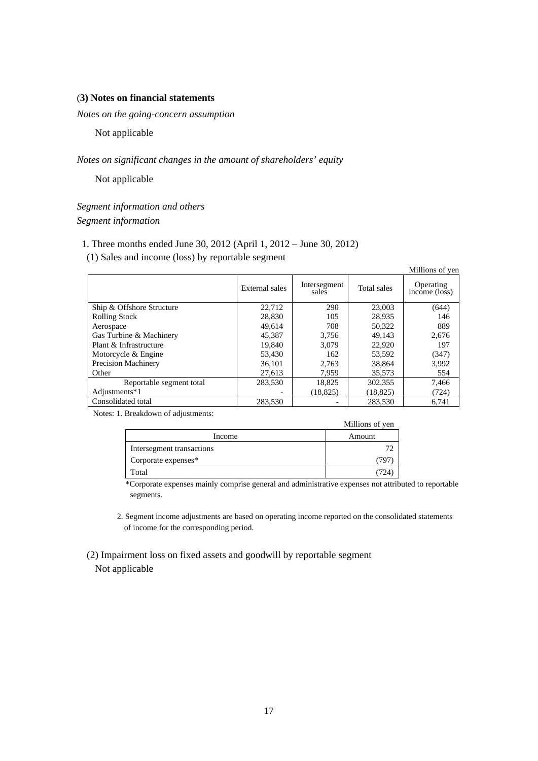### (3) Notes on financial statements

*Notes on the going-concern assumption*

Not applicable

*Notes on significant changes in the amount of shareholders' equity*

Not applicable

*Segment information and others*

*Segment information*

1. Three months ended June 30, 2012 (April 1, 2012 – June 30, 2012)

(1) Sales and income (loss) by reportable segment

Millions of yen

| | External sales | Intersegment sales | Total sales | Operating income (loss) |
|---|---|---|---|---|
| Ship & Offshore Structure | 22,712 | 290 | 23,003 | (644) |
| Rolling Stock | 28,830 | 105 | 28,935 | 146 |
| Aerospace | 49,614 | 708 | 50,322 | 889 |
| Gas Turbine & Machinery | 45,387 | 3,756 | 49,143 | 2,676 |
| Plant & Infrastructure | 19,840 | 3,079 | 22,920 | 197 |
| Motorcycle & Engine | 53,430 | 162 | 53,592 | (347) |
| Precision Machinery | 36,101 | 2,763 | 38,864 | 3,992 |
| Other | 27,613 | 7,959 | 35,573 | 554 |
| Reportable segment total | 283,530 | 18,825 | 302,355 | 7,466 |
| Adjustments*1 | - | (18,825) | (18,825) | (724) |
| Consolidated total | 283,530 | - | 283,530 | 6,741 |

Notes: 1. Breakdown of adjustments:

Millions of yen

| Income | Amount |
|---|---|
| Intersegment transactions | 72 |
| Corporate expenses* | (797) |
| Total | (724) |

*Corporate expenses mainly comprise general and administrative expenses not attributed to reportable segments.

2. Segment income adjustments are based on operating income reported on the consolidated statements of income for the corresponding period.

(2) Impairment loss on fixed assets and goodwill by reportable segment

Not applicable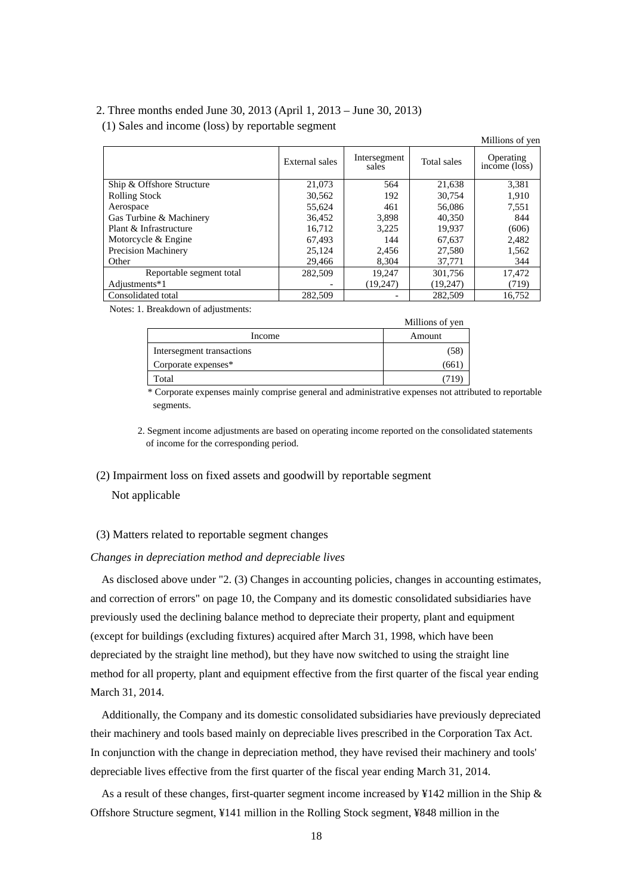2. Three months ended June 30, 2013 (April 1, 2013 – June 30, 2013)

(1) Sales and income (loss) by reportable segment

Millions of yen

| | External sales | Intersegment sales | Total sales | Operating income (loss) |
|---|---|---|---|---|
| Ship & Offshore Structure | 21,073 | 564 | 21,638 | 3,381 |
| Rolling Stock | 30,562 | 192 | 30,754 | 1,910 |
| Aerospace | 55,624 | 461 | 56,086 | 7,551 |
| Gas Turbine & Machinery | 36,452 | 3,898 | 40,350 | 844 |
| Plant & Infrastructure | 16,712 | 3,225 | 19,937 | (606) |
| Motorcycle & Engine | 67,493 | 144 | 67,637 | 2,482 |
| Precision Machinery | 25,124 | 2,456 | 27,580 | 1,562 |
| Other | 29,466 | 8,304 | 37,771 | 344 |
| Reportable segment total | 282,509 | 19,247 | 301,756 | 17,472 |
| Adjustments*1 | - | (19,247) | (19,247) | (719) |
| Consolidated total | 282,509 | - | 282,509 | 16,752 |

Notes: 1. Breakdown of adjustments:

Millions of yen

| Income | Amount |
|---|---|
| Intersegment transactions | (58) |
| Corporate expenses* | (661) |
| Total | (719) |

\* Corporate expenses mainly comprise general and administrative expenses not attributed to reportable segments.

2. Segment income adjustments are based on operating income reported on the consolidated statements of income for the corresponding period.

(2) Impairment loss on fixed assets and goodwill by reportable segment

Not applicable

(3) Matters related to reportable segment changes

*Changes in depreciation method and depreciable lives*

As disclosed above under "2. (3) Changes in accounting policies, changes in accounting estimates, and correction of errors" on page 10, the Company and its domestic consolidated subsidiaries have previously used the declining balance method to depreciate their property, plant and equipment (except for buildings (excluding fixtures) acquired after March 31, 1998, which have been depreciated by the straight line method), but they have now switched to using the straight line method for all property, plant and equipment effective from the first quarter of the fiscal year ending March 31, 2014.

Additionally, the Company and its domestic consolidated subsidiaries have previously depreciated their machinery and tools based mainly on depreciable lives prescribed in the Corporation Tax Act. In conjunction with the change in depreciation method, they have revised their machinery and tools' depreciable lives effective from the first quarter of the fiscal year ending March 31, 2014.

As a result of these changes, first-quarter segment income increased by ¥142 million in the Ship & Offshore Structure segment, ¥141 million in the Rolling Stock segment, ¥848 million in the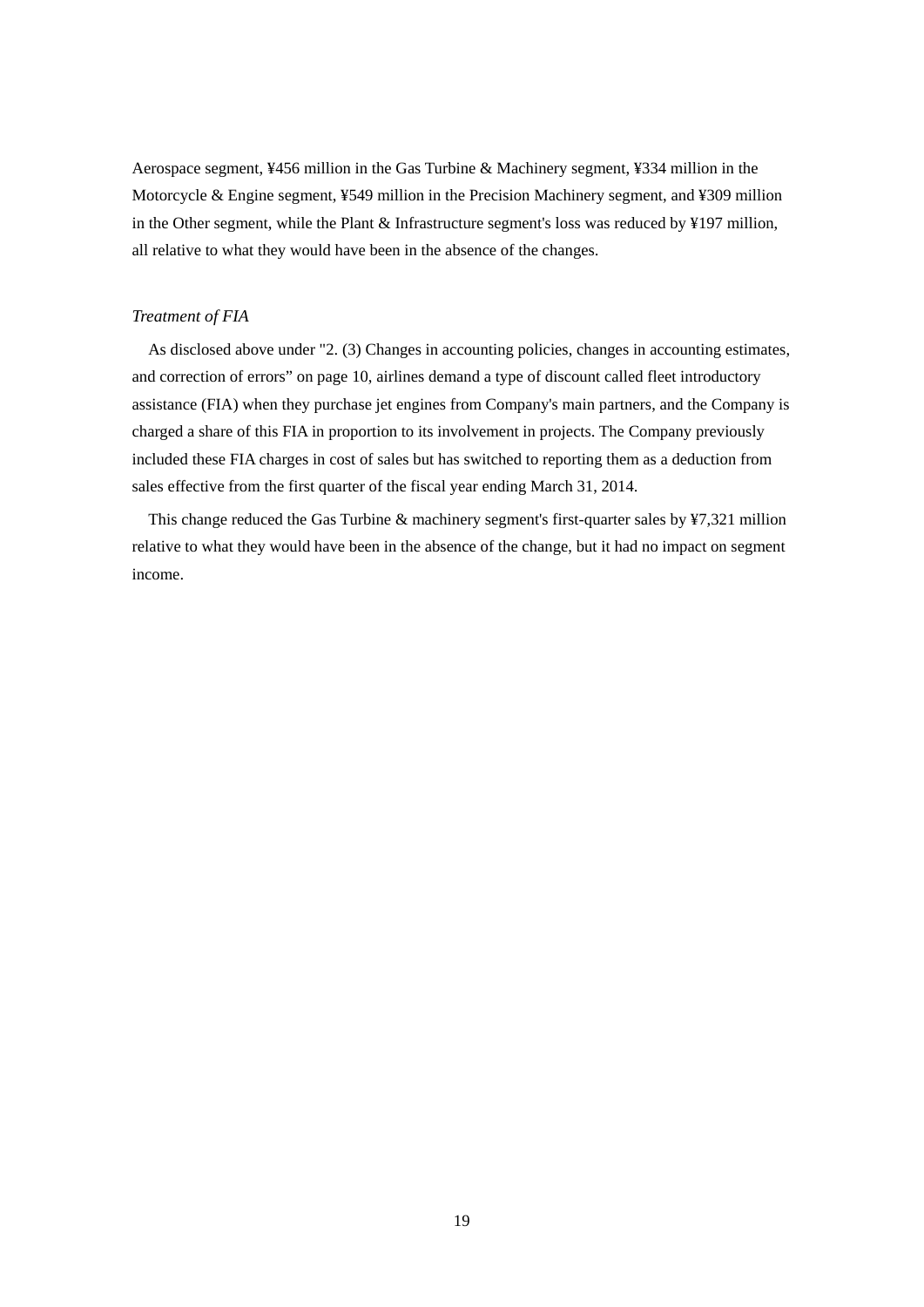Aerospace segment, ¥456 million in the Gas Turbine & Machinery segment, ¥334 million in the Motorcycle & Engine segment, ¥549 million in the Precision Machinery segment, and ¥309 million in the Other segment, while the Plant & Infrastructure segment's loss was reduced by ¥197 million, all relative to what they would have been in the absence of the changes.

*Treatment of FIA*

As disclosed above under "2. (3) Changes in accounting policies, changes in accounting estimates, and correction of errors” on page 10, airlines demand a type of discount called fleet introductory assistance (FIA) when they purchase jet engines from Company's main partners, and the Company is charged a share of this FIA in proportion to its involvement in projects. The Company previously included these FIA charges in cost of sales but has switched to reporting them as a deduction from sales effective from the first quarter of the fiscal year ending March 31, 2014.

This change reduced the Gas Turbine & machinery segment's first-quarter sales by ¥7,321 million relative to what they would have been in the absence of the change, but it had no impact on segment income.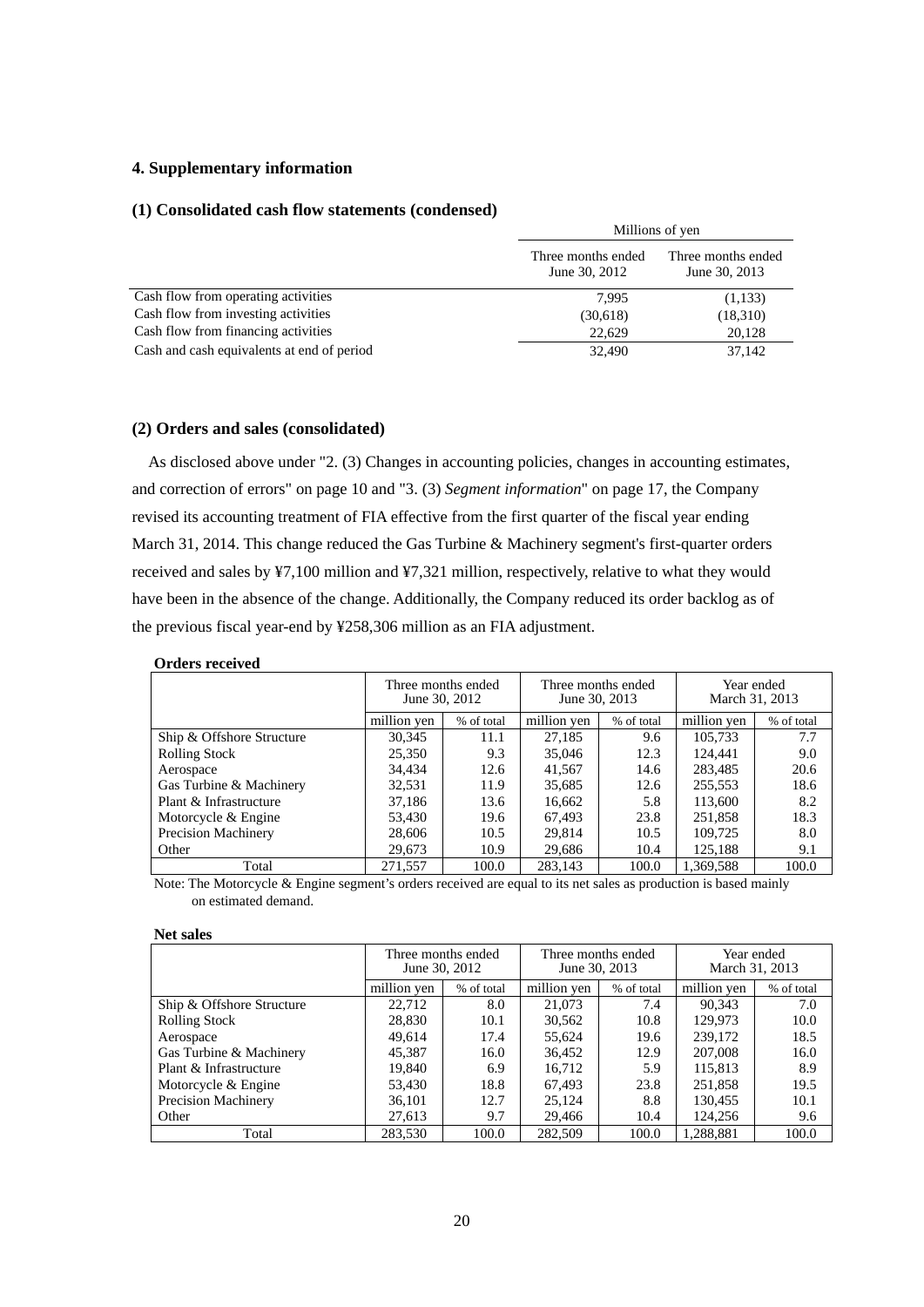## 4. Supplementary information

### (1) Consolidated cash flow statements (condensed)

| | Millions of yen | |
|---|---|---|
| | Three months ended June 30, 2012 | Three months ended June 30, 2013 |
| Cash flow from operating activities | 7,995 | (1,133) |
| Cash flow from investing activities | (30,618) | (18,310) |
| Cash flow from financing activities | 22,629 | 20,128 |
| Cash and cash equivalents at end of period | 32,490 | 37,142 |

### (2) Orders and sales (consolidated)

As disclosed above under "2. (3) Changes in accounting policies, changes in accounting estimates, and correction of errors" on page 10 and "3. (3) *Segment information*" on page 17, the Company revised its accounting treatment of FIA effective from the first quarter of the fiscal year ending March 31, 2014. This change reduced the Gas Turbine & Machinery segment's first-quarter orders received and sales by ¥7,100 million and ¥7,321 million, respectively, relative to what they would have been in the absence of the change. Additionally, the Company reduced its order backlog as of the previous fiscal year-end by ¥258,306 million as an FIA adjustment.

**Orders received**

| | Three months ended June 30, 2012 | | Three months ended June 30, 2013 | | Year ended March 31, 2013 | |
|---|---|---|---|---|---|---|
| | million yen | % of total | million yen | % of total | million yen | % of total |
| Ship & Offshore Structure | 30,345 | 11.1 | 27,185 | 9.6 | 105,733 | 7.7 |
| Rolling Stock | 25,350 | 9.3 | 35,046 | 12.3 | 124,441 | 9.0 |
| Aerospace | 34,434 | 12.6 | 41,567 | 14.6 | 283,485 | 20.6 |
| Gas Turbine & Machinery | 32,531 | 11.9 | 35,685 | 12.6 | 255,553 | 18.6 |
| Plant & Infrastructure | 37,186 | 13.6 | 16,662 | 5.8 | 113,600 | 8.2 |
| Motorcycle & Engine | 53,430 | 19.6 | 67,493 | 23.8 | 251,858 | 18.3 |
| Precision Machinery | 28,606 | 10.5 | 29,814 | 10.5 | 109,725 | 8.0 |
| Other | 29,673 | 10.9 | 29,686 | 10.4 | 125,188 | 9.1 |
| Total | 271,557 | 100.0 | 283,143 | 100.0 | 1,369,588 | 100.0 |

Note: The Motorcycle & Engine segment's orders received are equal to its net sales as production is based mainly on estimated demand.

**Net sales**

| | Three months ended June 30, 2012 | | Three months ended June 30, 2013 | | Year ended March 31, 2013 | |
|---|---|---|---|---|---|---|
| | million yen | % of total | million yen | % of total | million yen | % of total |
| Ship & Offshore Structure | 22,712 | 8.0 | 21,073 | 7.4 | 90,343 | 7.0 |
| Rolling Stock | 28,830 | 10.1 | 30,562 | 10.8 | 129,973 | 10.0 |
| Aerospace | 49,614 | 17.4 | 55,624 | 19.6 | 239,172 | 18.5 |
| Gas Turbine & Machinery | 45,387 | 16.0 | 36,452 | 12.9 | 207,008 | 16.0 |
| Plant & Infrastructure | 19,840 | 6.9 | 16,712 | 5.9 | 115,813 | 8.9 |
| Motorcycle & Engine | 53,430 | 18.8 | 67,493 | 23.8 | 251,858 | 19.5 |
| Precision Machinery | 36,101 | 12.7 | 25,124 | 8.8 | 130,455 | 10.1 |
| Other | 27,613 | 9.7 | 29,466 | 10.4 | 124,256 | 9.6 |
| Total | 283,530 | 100.0 | 282,509 | 100.0 | 1,288,881 | 100.0 |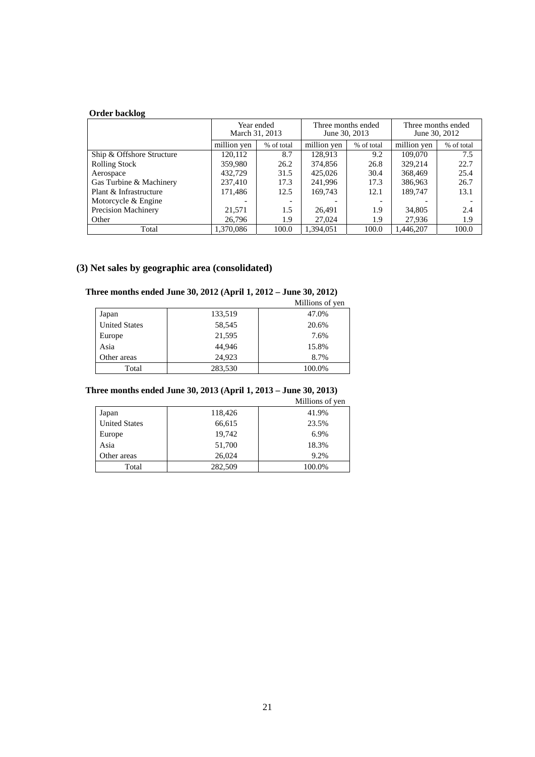**Order backlog**

| | Year ended March 31, 2013 | | Three months ended June 30, 2013 | | Three months ended June 30, 2012 | |
|---|---|---|---|---|---|---|
| | million yen | % of total | million yen | % of total | million yen | % of total |
| Ship & Offshore Structure | 120,112 | 8.7 | 128,913 | 9.2 | 109,070 | 7.5 |
| Rolling Stock | 359,980 | 26.2 | 374,856 | 26.8 | 329,214 | 22.7 |
| Aerospace | 432,729 | 31.5 | 425,026 | 30.4 | 368,469 | 25.4 |
| Gas Turbine & Machinery | 237,410 | 17.3 | 241,996 | 17.3 | 386,963 | 26.7 |
| Plant & Infrastructure | 171,486 | 12.5 | 169,743 | 12.1 | 189,747 | 13.1 |
| Motorcycle & Engine | - | - | - | - | - | - |
| Precision Machinery | 21,571 | 1.5 | 26,491 | 1.9 | 34,805 | 2.4 |
| Other | 26,796 | 1.9 | 27,024 | 1.9 | 27,936 | 1.9 |
| Total | 1,370,086 | 100.0 | 1,394,051 | 100.0 | 1,446,207 | 100.0 |

## (3) Net sales by geographic area (consolidated)

### Three months ended June 30, 2012 (April 1, 2012 – June 30, 2012)

Millions of yen

| | | |
|---|---|---|
| Japan | 133,519 | 47.0% |
| United States | 58,545 | 20.6% |
| Europe | 21,595 | 7.6% |
| Asia | 44,946 | 15.8% |
| Other areas | 24,923 | 8.7% |
| Total | 283,530 | 100.0% |

### Three months ended June 30, 2013 (April 1, 2013 – June 30, 2013)

Millions of yen

| | | |
|---|---|---|
| Japan | 118,426 | 41.9% |
| United States | 66,615 | 23.5% |
| Europe | 19,742 | 6.9% |
| Asia | 51,700 | 18.3% |
| Other areas | 26,024 | 9.2% |
| Total | 282,509 | 100.0% |